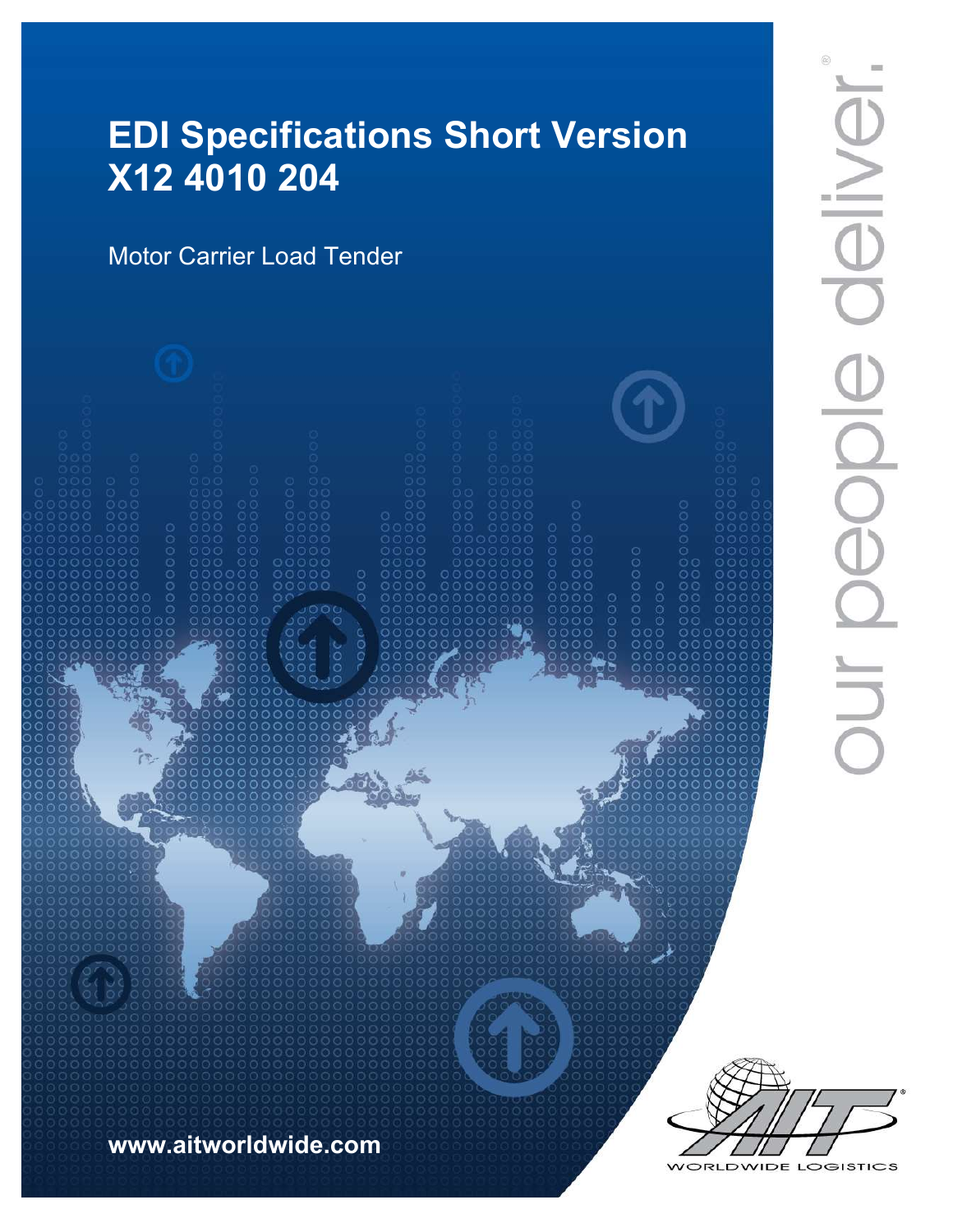# EDI Specifications Short Version
# X12 4010 204

Motor Carrier Load Tender

**www.aitworldwide.com**

our people deliver.®

WORLDWIDE LOGISTICS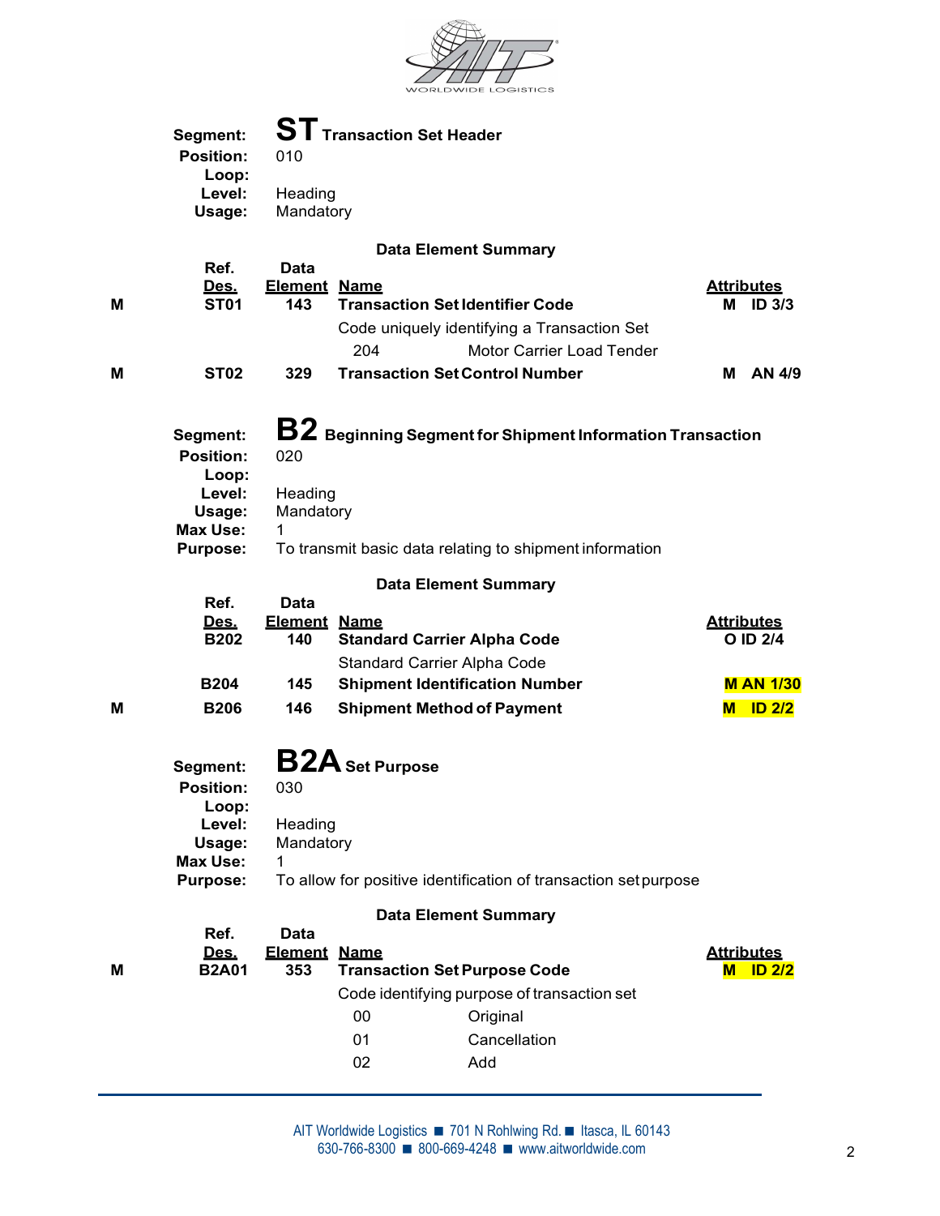## ST Transaction Set Header

**Segment:** ST Transaction Set Header
**Position:** 010
**Loop:**
**Level:** Heading
**Usage:** Mandatory

### Data Element Summary

| | Ref. Des. | Data Element | Name | Attributes |
|---|---|---|---|---|
| M | ST01 | 143 | **Transaction Set Identifier Code**<br>Code uniquely identifying a Transaction Set<br>204 Motor Carrier Load Tender | M ID 3/3 |
| M | ST02 | 329 | **Transaction Set Control Number** | M AN 4/9 |

## B2 Beginning Segment for Shipment Information Transaction

**Segment:** B2 Beginning Segment for Shipment Information Transaction
**Position:** 020
**Loop:**
**Level:** Heading
**Usage:** Mandatory
**Max Use:** 1
**Purpose:** To transmit basic data relating to shipment information

### Data Element Summary

| | Ref. Des. | Data Element | Name | Attributes |
|---|---|---|---|---|
| | B202 | 140 | **Standard Carrier Alpha Code**<br>Standard Carrier Alpha Code | O ID 2/4 |
| | B204 | 145 | **Shipment Identification Number** | M AN 1/30 |
| M | B206 | 146 | **Shipment Method of Payment** | M ID 2/2 |

## B2A Set Purpose

**Segment:** B2A Set Purpose
**Position:** 030
**Loop:**
**Level:** Heading
**Usage:** Mandatory
**Max Use:** 1
**Purpose:** To allow for positive identification of transaction set purpose

### Data Element Summary

| | Ref. Des. | Data Element | Name | Attributes |
|---|---|---|---|---|
| M | B2A01 | 353 | **Transaction Set Purpose Code**<br>Code identifying purpose of transaction set<br>00 Original<br>01 Cancellation<br>02 Add | M ID 2/2 |

AIT Worldwide Logistics ■ 701 N Rohlwing Rd. ■ Itasca, IL 60143
630-766-8300 ■ 800-669-4248 ■ www.aitworldwide.com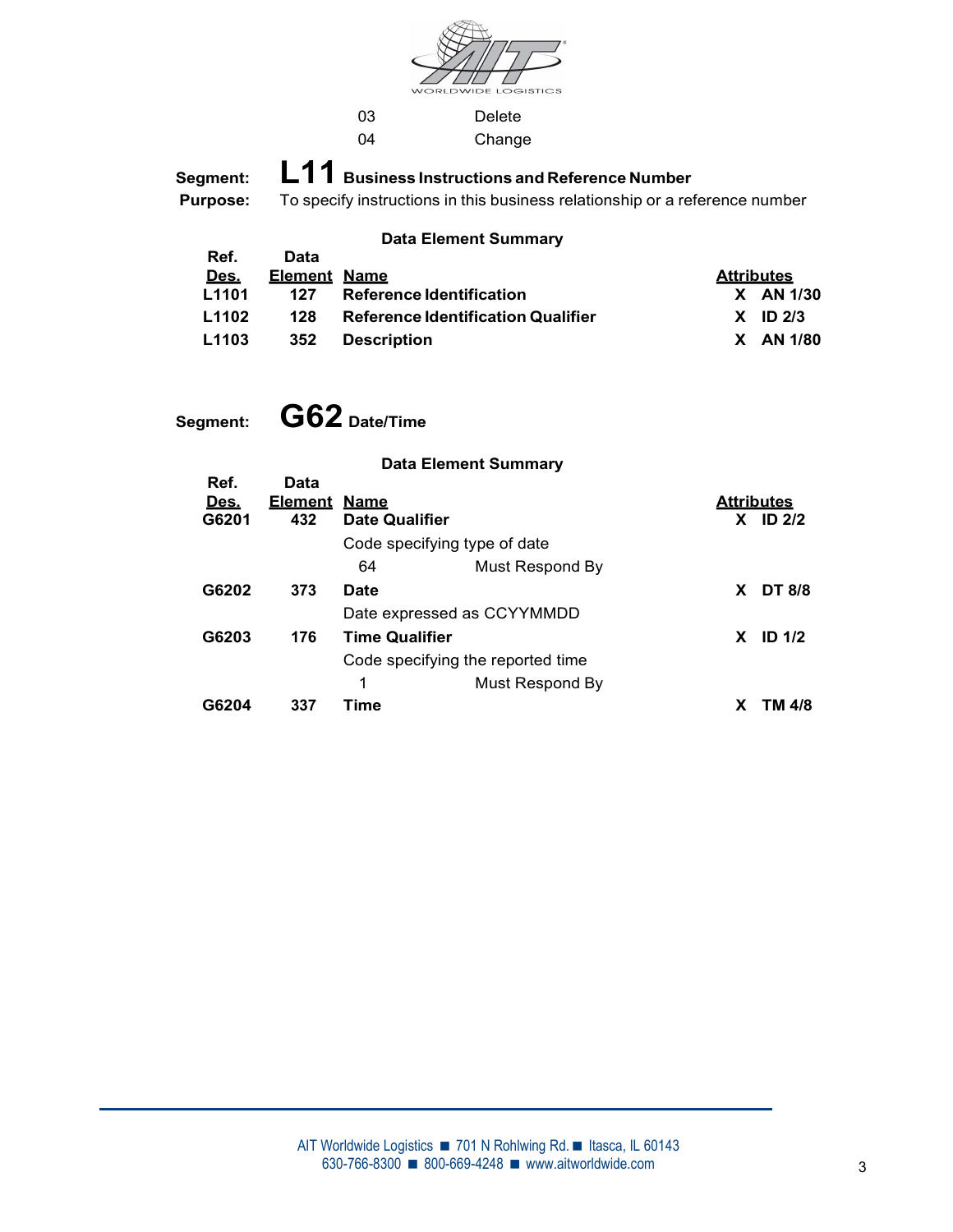| | |
|---|---|
| 03 | Delete |
| 04 | Change |

**Segment:** **L11** **Business Instructions and Reference Number**

**Purpose:** To specify instructions in this business relationship or a reference number

**Data Element Summary**

| Ref. Des. | Data Element | Name | Attributes |
|---|---|---|---|
| L1101 | 127 | Reference Identification | X AN 1/30 |
| L1102 | 128 | Reference Identification Qualifier | X ID 2/3 |
| L1103 | 352 | Description | X AN 1/80 |

**Segment:** **G62** **Date/Time**

**Data Element Summary**

| Ref. Des. | Data Element | Name | Attributes |
|---|---|---|---|
| G6201 | 432 | **Date Qualifier** | X ID 2/2 |
| | | Code specifying type of date | |
| | | 64 Must Respond By | |
| G6202 | 373 | **Date** | X DT 8/8 |
| | | Date expressed as CCYYMMDD | |
| G6203 | 176 | **Time Qualifier** | X ID 1/2 |
| | | Code specifying the reported time | |
| | | 1 Must Respond By | |
| G6204 | 337 | **Time** | X TM 4/8 |

AIT Worldwide Logistics ■ 701 N Rohlwing Rd. ■ Itasca, IL 60143
630-766-8300 ■ 800-669-4248 ■ www.aitworldwide.com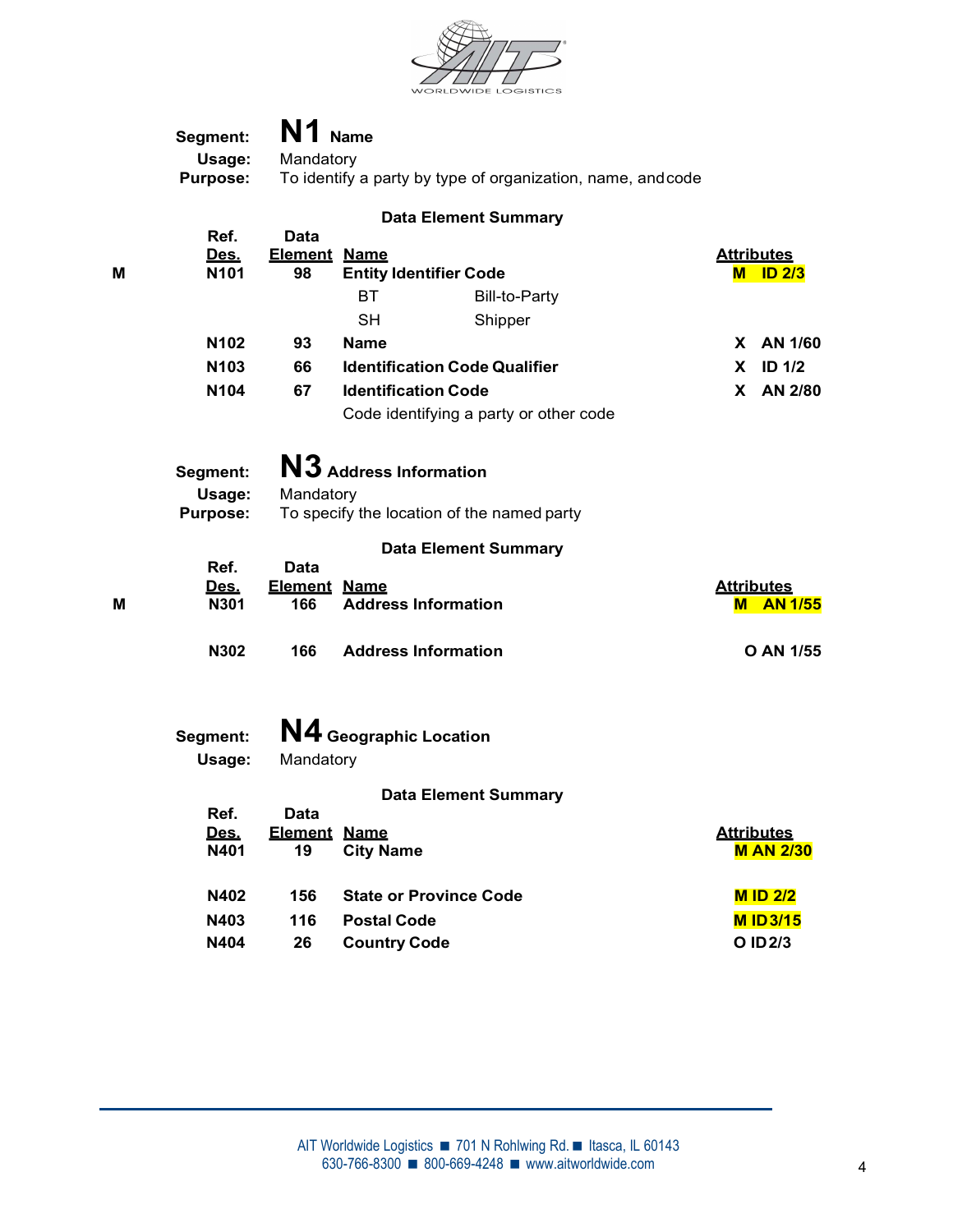**Segment:** N1 Name
**Usage:** Mandatory
**Purpose:** To identify a party by type of organization, name, and code

**Data Element Summary**

| | Ref. Des. | Data Element | Name | | Attributes |
|---|---|---|---|---|---|
| M | N101 | 98 | **Entity Identifier Code** | | **M ID 2/3** |
| | | | BT | Bill-to-Party | |
| | | | SH | Shipper | |
| | N102 | 93 | **Name** | | **X AN 1/60** |
| | N103 | 66 | **Identification Code Qualifier** | | **X ID 1/2** |
| | N104 | 67 | **Identification Code** | | **X AN 2/80** |
| | | | Code identifying a party or other code | | |

**Segment:** N3 Address Information
**Usage:** Mandatory
**Purpose:** To specify the location of the named party

**Data Element Summary**

| | Ref. Des. | Data Element | Name | Attributes |
|---|---|---|---|---|
| M | N301 | 166 | **Address Information** | **M AN 1/55** |
| | N302 | 166 | **Address Information** | **O AN 1/55** |

**Segment:** N4 Geographic Location
**Usage:** Mandatory

**Data Element Summary**

| Ref. Des. | Data Element | Name | Attributes |
|---|---|---|---|
| N401 | 19 | **City Name** | **M AN 2/30** |
| N402 | 156 | **State or Province Code** | **M ID 2/2** |
| N403 | 116 | **Postal Code** | **M ID 3/15** |
| N404 | 26 | **Country Code** | **O ID 2/3** |

AIT Worldwide Logistics ■ 701 N Rohlwing Rd. ■ Itasca, IL 60143
630-766-8300 ■ 800-669-4248 ■ www.aitworldwide.com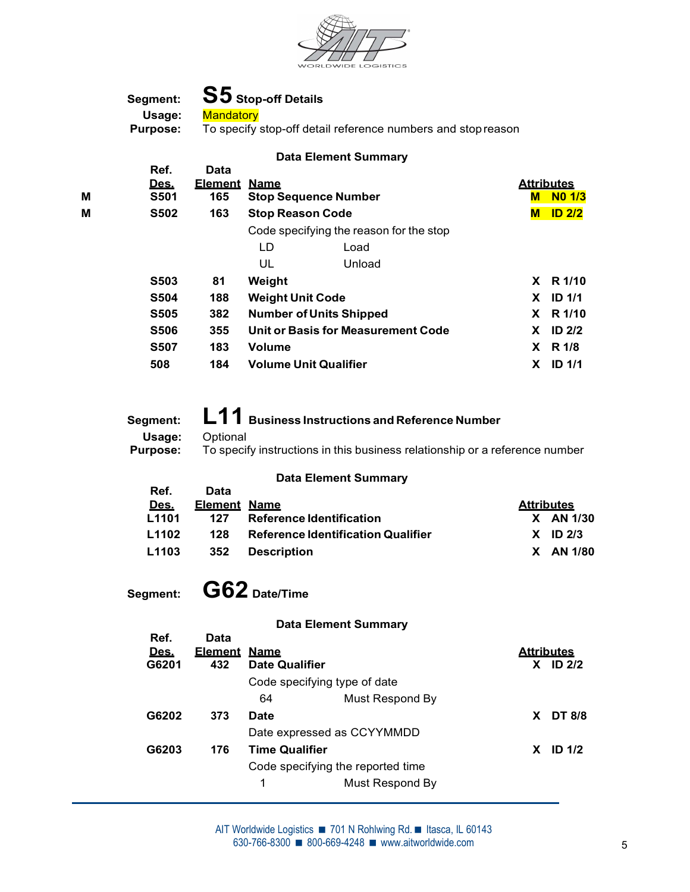**Segment:** **S5** **Stop-off Details**
**Usage:** Mandatory
**Purpose:** To specify stop-off detail reference numbers and stop reason

**Data Element Summary**

| | Ref. Des. | Data Element | Name | | Attributes |
|---|---|---|---|---|---|
| M | S501 | 165 | **Stop Sequence Number** | M | N0 1/3 |
| M | S502 | 163 | **Stop Reason Code** | M | ID 2/2 |
| | | | Code specifying the reason for the stop | | |
| | | | LD Load | | |
| | | | UL Unload | | |
| | S503 | 81 | **Weight** | X | R 1/10 |
| | S504 | 188 | **Weight Unit Code** | X | ID 1/1 |
| | S505 | 382 | **Number of Units Shipped** | X | R 1/10 |
| | S506 | 355 | **Unit or Basis for Measurement Code** | X | ID 2/2 |
| | S507 | 183 | **Volume** | X | R 1/8 |
| | 508 | 184 | **Volume Unit Qualifier** | X | ID 1/1 |

**Segment:** **L11** **Business Instructions and Reference Number**
**Usage:** Optional
**Purpose:** To specify instructions in this business relationship or a reference number

**Data Element Summary**

| Ref. Des. | Data Element | Name | | Attributes |
|---|---|---|---|---|
| L1101 | 127 | **Reference Identification** | X | AN 1/30 |
| L1102 | 128 | **Reference Identification Qualifier** | X | ID 2/3 |
| L1103 | 352 | **Description** | X | AN 1/80 |

**Segment:** **G62** **Date/Time**

**Data Element Summary**

| Ref. Des. | Data Element | Name | | Attributes |
|---|---|---|---|---|
| G6201 | 432 | **Date Qualifier** | X | ID 2/2 |
| | | Code specifying type of date | | |
| | | 64 Must Respond By | | |
| G6202 | 373 | **Date** | X | DT 8/8 |
| | | Date expressed as CCYYMMDD | | |
| G6203 | 176 | **Time Qualifier** | X | ID 1/2 |
| | | Code specifying the reported time | | |
| | | 1 Must Respond By | | |

AIT Worldwide Logistics ■ 701 N Rohlwing Rd. ■ Itasca, IL 60143
630-766-8300 ■ 800-669-4248 ■ www.aitworldwide.com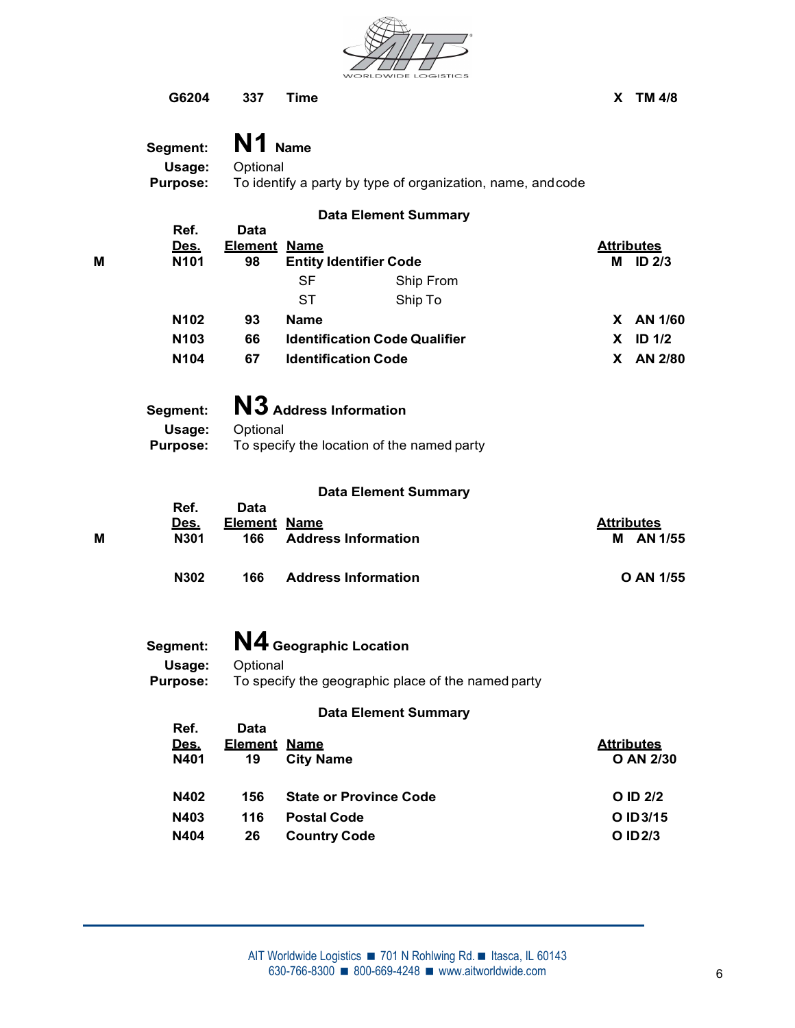| | Ref. Des. | Data Element | Name | Attributes |
|---|---|---|---|---|
| | G6204 | 337 | Time | X TM 4/8 |

**Segment:** **N1** Name

**Usage:** Optional

**Purpose:** To identify a party by type of organization, name, and code

**Data Element Summary**

| | Ref. Des. | Data Element | Name | Attributes |
|---|---|---|---|---|
| M | N101 | 98 | Entity Identifier Code | M ID 2/3 |
| | | | SF Ship From | |
| | | | ST Ship To | |
| | N102 | 93 | Name | X AN 1/60 |
| | N103 | 66 | Identification Code Qualifier | X ID 1/2 |
| | N104 | 67 | Identification Code | X AN 2/80 |

**Segment:** **N3** Address Information

**Usage:** Optional

**Purpose:** To specify the location of the named party

**Data Element Summary**

| | Ref. Des. | Data Element | Name | Attributes |
|---|---|---|---|---|
| M | N301 | 166 | Address Information | M AN 1/55 |
| | N302 | 166 | Address Information | O AN 1/55 |

**Segment:** **N4** Geographic Location

**Usage:** Optional

**Purpose:** To specify the geographic place of the named party

**Data Element Summary**

| Ref. Des. | Data Element | Name | Attributes |
|---|---|---|---|
| N401 | 19 | City Name | O AN 2/30 |
| N402 | 156 | State or Province Code | O ID 2/2 |
| N403 | 116 | Postal Code | O ID 3/15 |
| N404 | 26 | Country Code | O ID 2/3 |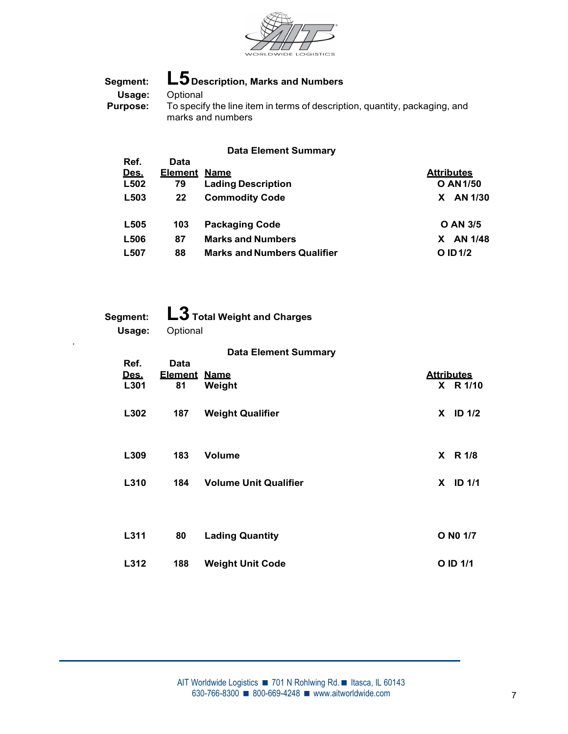**Segment:** **L5** **Description, Marks and Numbers**

**Usage:** Optional

**Purpose:** To specify the line item in terms of description, quantity, packaging, and marks and numbers

**Data Element Summary**

| Ref. Des. | Data Element | Name | Attributes |
|---|---|---|---|
| L502 | 79 | Lading Description | O AN 1/50 |
| L503 | 22 | Commodity Code | X AN 1/30 |
| L505 | 103 | Packaging Code | O AN 3/5 |
| L506 | 87 | Marks and Numbers | X AN 1/48 |
| L507 | 88 | Marks and Numbers Qualifier | O ID 1/2 |

**Segment:** **L3** **Total Weight and Charges**

**Usage:** Optional

**Data Element Summary**

| Ref. Des. | Data Element | Name | Attributes |
|---|---|---|---|
| L301 | 81 | Weight | X R 1/10 |
| L302 | 187 | Weight Qualifier | X ID 1/2 |
| L309 | 183 | Volume | X R 1/8 |
| L310 | 184 | Volume Unit Qualifier | X ID 1/1 |
| L311 | 80 | Lading Quantity | O N0 1/7 |
| L312 | 188 | Weight Unit Code | O ID 1/1 |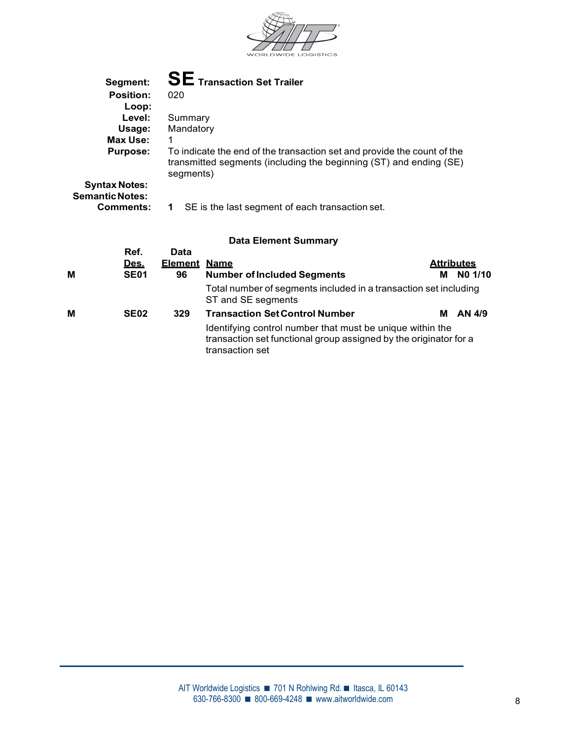**Segment:** **SE** Transaction Set Trailer
**Position:** 020
**Loop:**
**Level:** Summary
**Usage:** Mandatory
**Max Use:** 1
**Purpose:** To indicate the end of the transaction set and provide the count of the transmitted segments (including the beginning (ST) and ending (SE) segments)
**Syntax Notes:**
**Semantic Notes:**
**Comments:** **1** SE is the last segment of each transaction set.

**Data Element Summary**

| | Ref. Des. | Data Element | Name | Attributes |
|---|---|---|---|---|
| **M** | **SE01** | **96** | **Number of Included Segments**<br>Total number of segments included in a transaction set including ST and SE segments | **M N0 1/10** |
| **M** | **SE02** | **329** | **Transaction Set Control Number**<br>Identifying control number that must be unique within the transaction set functional group assigned by the originator for a transaction set | **M AN 4/9** |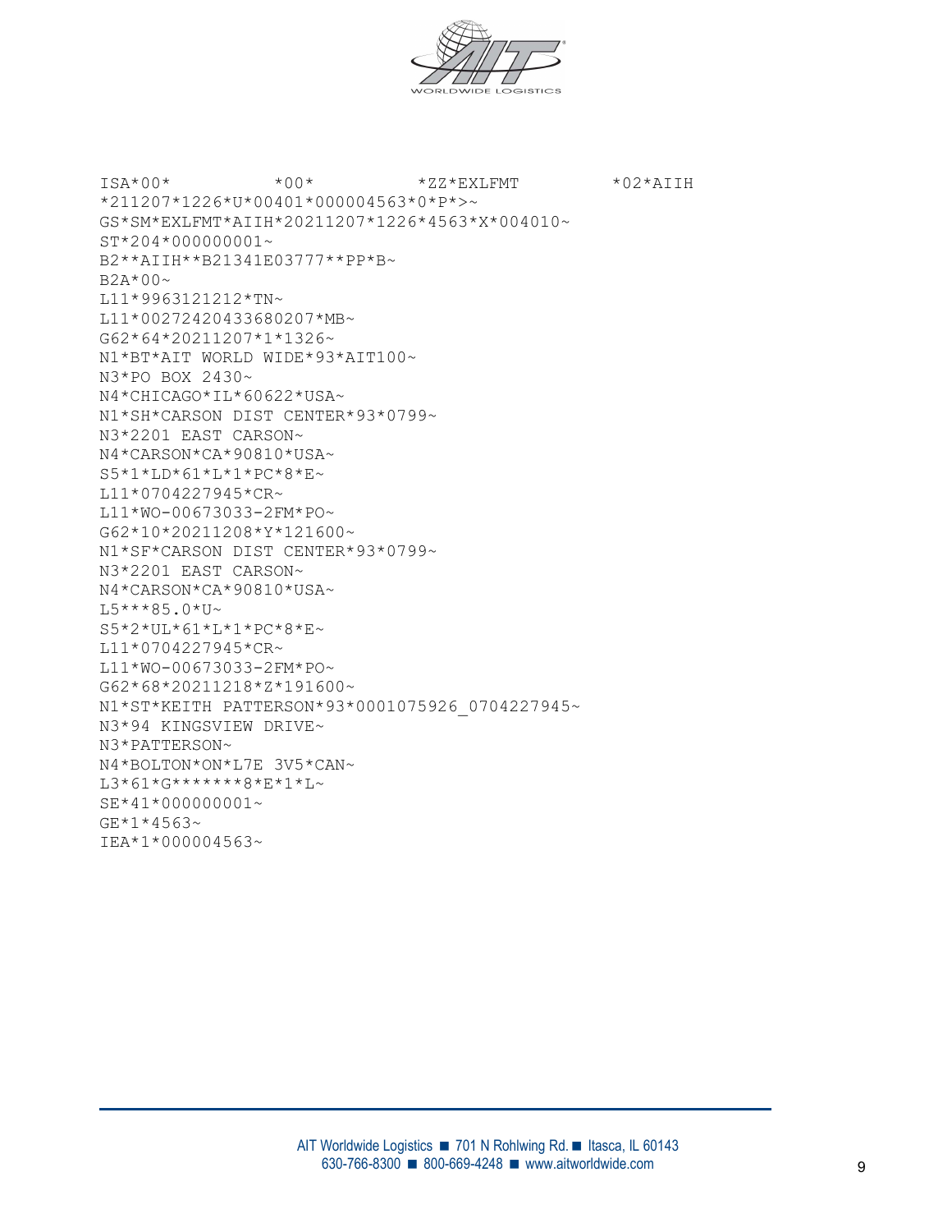```
ISA*00*          *00*          *ZZ*EXLFMT         *02*AIIH
*211207*1226*U*00401*000004563*0*P*>~
GS*SM*EXLFMT*AIIH*20211207*1226*4563*X*004010~
ST*204*000000001~
B2**AIIH**B21341E03777**PP*B~
B2A*00~
L11*9963121212*TN~
L11*00272420433680207*MB~
G62*64*20211207*1*1326~
N1*BT*AIT WORLD WIDE*93*AIT100~
N3*PO BOX 2430~
N4*CHICAGO*IL*60622*USA~
N1*SH*CARSON DIST CENTER*93*0799~
N3*2201 EAST CARSON~
N4*CARSON*CA*90810*USA~
S5*1*LD*61*L*1*PC*8*E~
L11*0704227945*CR~
L11*WO-00673033-2FM*PO~
G62*10*20211208*Y*121600~
N1*SF*CARSON DIST CENTER*93*0799~
N3*2201 EAST CARSON~
N4*CARSON*CA*90810*USA~
L5***85.0*U~
S5*2*UL*61*L*1*PC*8*E~
L11*0704227945*CR~
L11*WO-00673033-2FM*PO~
G62*68*20211218*Z*191600~
N1*ST*KEITH PATTERSON*93*0001075926_0704227945~
N3*94 KINGSVIEW DRIVE~
N3*PATTERSON~
N4*BOLTON*ON*L7E 3V5*CAN~
L3*61*G*******8*E*1*L~
SE*41*000000001~
GE*1*4563~
IEA*1*000004563~
```

AIT Worldwide Logistics ■ 701 N Rohlwing Rd. ■ Itasca, IL 60143
630-766-8300 ■ 800-669-4248 ■ www.aitworldwide.com